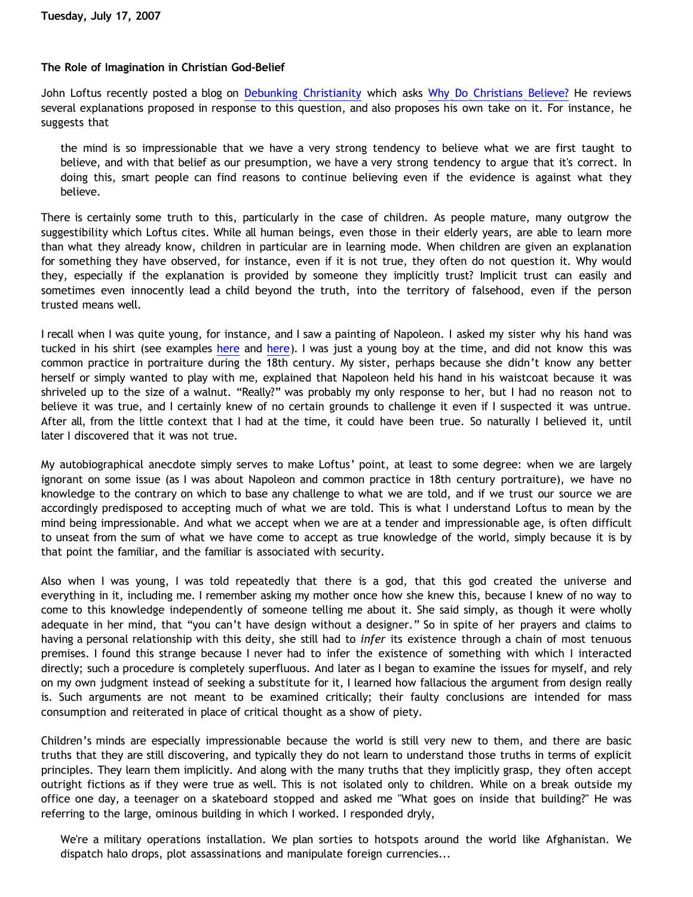**Tuesday, July 17, 2007**

**The Role of Imagination in Christian God-Belief**

John Loftus recently posted a blog on Debunking Christianity which asks Why Do Christians Believe? He reviews several explanations proposed in response to this question, and also proposes his own take on it. For instance, he suggests that

> the mind is so impressionable that we have a very strong tendency to believe what we are first taught to believe, and with that belief as our presumption, we have a very strong tendency to argue that it's correct. In doing this, smart people can find reasons to continue believing even if the evidence is against what they believe.

There is certainly some truth to this, particularly in the case of children. As people mature, many outgrow the suggestibility which Loftus cites. While all human beings, even those in their elderly years, are able to learn more than what they already know, children in particular are in learning mode. When children are given an explanation for something they have observed, for instance, even if it is not true, they often do not question it. Why would they, especially if the explanation is provided by someone they implicitly trust? Implicit trust can easily and sometimes even innocently lead a child beyond the truth, into the territory of falsehood, even if the person trusted means well.

I recall when I was quite young, for instance, and I saw a painting of Napoleon. I asked my sister why his hand was tucked in his shirt (see examples here and here). I was just a young boy at the time, and did not know this was common practice in portraiture during the 18th century. My sister, perhaps because she didn't know any better herself or simply wanted to play with me, explained that Napoleon held his hand in his waistcoat because it was shriveled up to the size of a walnut. "Really?" was probably my only response to her, but I had no reason not to believe it was true, and I certainly knew of no certain grounds to challenge it even if I suspected it was untrue. After all, from the little context that I had at the time, it could have been true. So naturally I believed it, until later I discovered that it was not true.

My autobiographical anecdote simply serves to make Loftus' point, at least to some degree: when we are largely ignorant on some issue (as I was about Napoleon and common practice in 18th century portraiture), we have no knowledge to the contrary on which to base any challenge to what we are told, and if we trust our source we are accordingly predisposed to accepting much of what we are told. This is what I understand Loftus to mean by the mind being impressionable. And what we accept when we are at a tender and impressionable age, is often difficult to unseat from the sum of what we have come to accept as true knowledge of the world, simply because it is by that point the familiar, and the familiar is associated with security.

Also when I was young, I was told repeatedly that there is a god, that this god created the universe and everything in it, including me. I remember asking my mother once how she knew this, because I knew of no way to come to this knowledge independently of someone telling me about it. She said simply, as though it were wholly adequate in her mind, that "you can't have design without a designer." So in spite of her prayers and claims to having a personal relationship with this deity, she still had to *infer* its existence through a chain of most tenuous premises. I found this strange because I never had to infer the existence of something with which I interacted directly; such a procedure is completely superfluous. And later as I began to examine the issues for myself, and rely on my own judgment instead of seeking a substitute for it, I learned how fallacious the argument from design really is. Such arguments are not meant to be examined critically; their faulty conclusions are intended for mass consumption and reiterated in place of critical thought as a show of piety.

Children's minds are especially impressionable because the world is still very new to them, and there are basic truths that they are still discovering, and typically they do not learn to understand those truths in terms of explicit principles. They learn them implicitly. And along with the many truths that they implicitly grasp, they often accept outright fictions as if they were true as well. This is not isolated only to children. While on a break outside my office one day, a teenager on a skateboard stopped and asked me "What goes on inside that building?" He was referring to the large, ominous building in which I worked. I responded dryly,

> We're a military operations installation. We plan sorties to hotspots around the world like Afghanistan. We dispatch halo drops, plot assassinations and manipulate foreign currencies...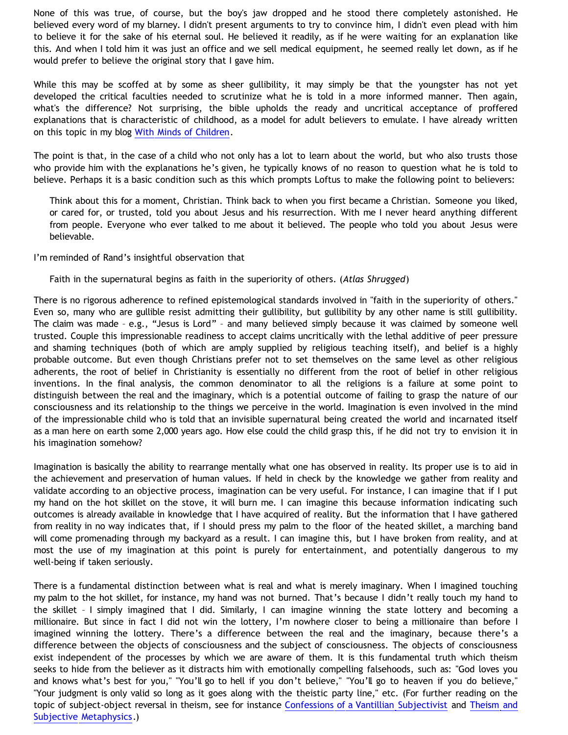None of this was true, of course, but the boy's jaw dropped and he stood there completely astonished. He believed every word of my blarney. I didn't present arguments to try to convince him, I didn't even plead with him to believe it for the sake of his eternal soul. He believed it readily, as if he were waiting for an explanation like this. And when I told him it was just an office and we sell medical equipment, he seemed really let down, as if he would prefer to believe the original story that I gave him.

While this may be scoffed at by some as sheer gullibility, it may simply be that the youngster has not yet developed the critical faculties needed to scrutinize what he is told in a more informed manner. Then again, what's the difference? Not surprising, the bible upholds the ready and uncritical acceptance of proffered explanations that is characteristic of childhood, as a model for adult believers to emulate. I have already written on this topic in my blog With Minds of Children.

The point is that, in the case of a child who not only has a lot to learn about the world, but who also trusts those who provide him with the explanations he's given, he typically knows of no reason to question what he is told to believe. Perhaps it is a basic condition such as this which prompts Loftus to make the following point to believers:

> Think about this for a moment, Christian. Think back to when you first became a Christian. Someone you liked, or cared for, or trusted, told you about Jesus and his resurrection. With me I never heard anything different from people. Everyone who ever talked to me about it believed. The people who told you about Jesus were believable.

I'm reminded of Rand's insightful observation that

> Faith in the supernatural begins as faith in the superiority of others. (*Atlas Shrugged*)

There is no rigorous adherence to refined epistemological standards involved in "faith in the superiority of others." Even so, many who are gullible resist admitting their gullibility, but gullibility by any other name is still gullibility. The claim was made – e.g., "Jesus is Lord" – and many believed simply because it was claimed by someone well trusted. Couple this impressionable readiness to accept claims uncritically with the lethal additive of peer pressure and shaming techniques (both of which are amply supplied by religious teaching itself), and belief is a highly probable outcome. But even though Christians prefer not to set themselves on the same level as other religious adherents, the root of belief in Christianity is essentially no different from the root of belief in other religious inventions. In the final analysis, the common denominator to all the religions is a failure at some point to distinguish between the real and the imaginary, which is a potential outcome of failing to grasp the nature of our consciousness and its relationship to the things we perceive in the world. Imagination is even involved in the mind of the impressionable child who is told that an invisible supernatural being created the world and incarnated itself as a man here on earth some 2,000 years ago. How else could the child grasp this, if he did not try to envision it in his imagination somehow?

Imagination is basically the ability to rearrange mentally what one has observed in reality. Its proper use is to aid in the achievement and preservation of human values. If held in check by the knowledge we gather from reality and validate according to an objective process, imagination can be very useful. For instance, I can imagine that if I put my hand on the hot skillet on the stove, it will burn me. I can imagine this because information indicating such outcomes is already available in knowledge that I have acquired of reality. But the information that I have gathered from reality in no way indicates that, if I should press my palm to the floor of the heated skillet, a marching band will come promenading through my backyard as a result. I can imagine this, but I have broken from reality, and at most the use of my imagination at this point is purely for entertainment, and potentially dangerous to my well-being if taken seriously.

There is a fundamental distinction between what is real and what is merely imaginary. When I imagined touching my palm to the hot skillet, for instance, my hand was not burned. That's because I didn't really touch my hand to the skillet – I simply imagined that I did. Similarly, I can imagine winning the state lottery and becoming a millionaire. But since in fact I did not win the lottery, I'm nowhere closer to being a millionaire than before I imagined winning the lottery. There's a difference between the real and the imaginary, because there's a difference between the objects of consciousness and the subject of consciousness. The objects of consciousness exist independent of the processes by which we are aware of them. It is this fundamental truth which theism seeks to hide from the believer as it distracts him with emotionally compelling falsehoods, such as: "God loves you and knows what's best for you," "You'll go to hell if you don't believe," "You'll go to heaven if you do believe," "Your judgment is only valid so long as it goes along with the theistic party line," etc. (For further reading on the topic of subject-object reversal in theism, see for instance Confessions of a Vantillian Subjectivist and Theism and Subjective Metaphysics.)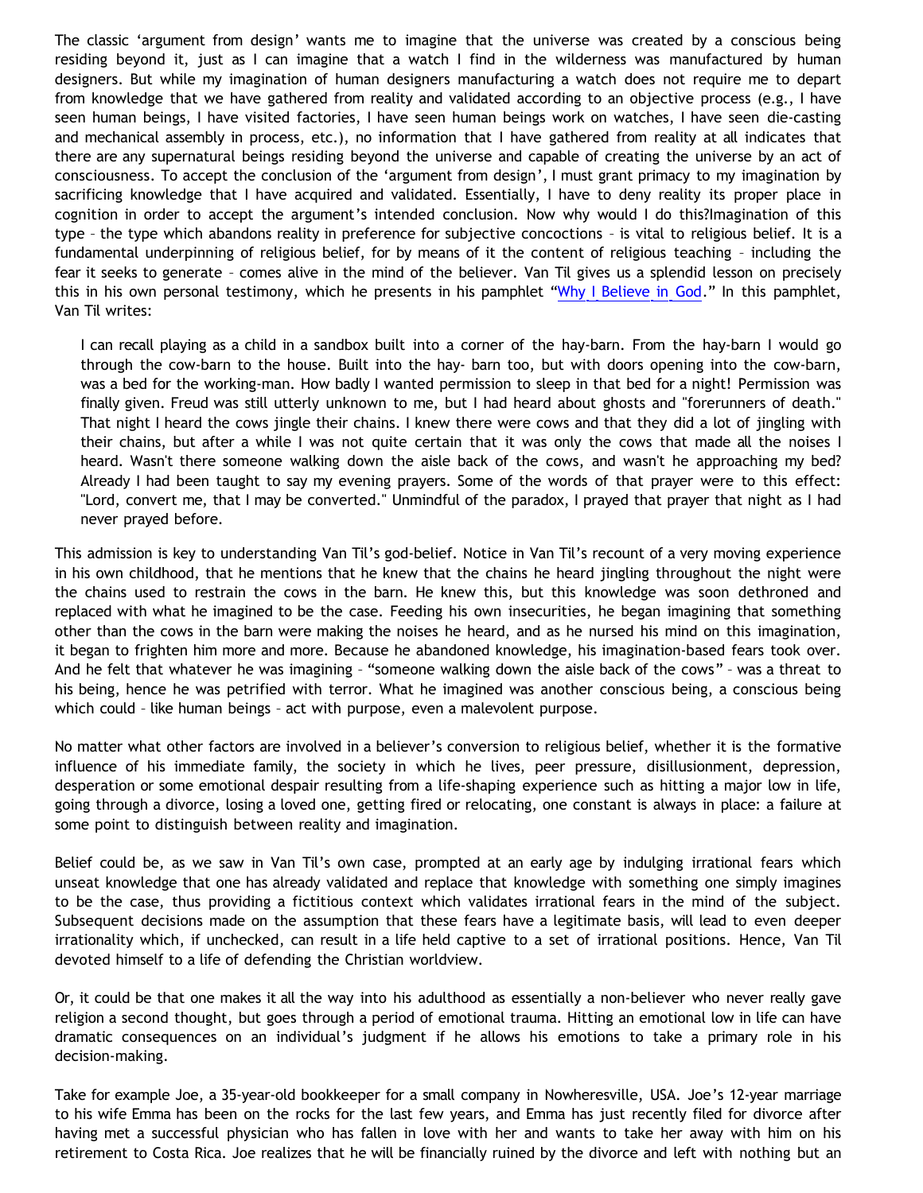The classic 'argument from design' wants me to imagine that the universe was created by a conscious being residing beyond it, just as I can imagine that a watch I find in the wilderness was manufactured by human designers. But while my imagination of human designers manufacturing a watch does not require me to depart from knowledge that we have gathered from reality and validated according to an objective process (e.g., I have seen human beings, I have visited factories, I have seen human beings work on watches, I have seen die-casting and mechanical assembly in process, etc.), no information that I have gathered from reality at all indicates that there are any supernatural beings residing beyond the universe and capable of creating the universe by an act of consciousness. To accept the conclusion of the 'argument from design', I must grant primacy to my imagination by sacrificing knowledge that I have acquired and validated. Essentially, I have to deny reality its proper place in cognition in order to accept the argument's intended conclusion. Now why would I do this?Imagination of this type – the type which abandons reality in preference for subjective concoctions – is vital to religious belief. It is a fundamental underpinning of religious belief, for by means of it the content of religious teaching – including the fear it seeks to generate – comes alive in the mind of the believer. Van Til gives us a splendid lesson on precisely this in his own personal testimony, which he presents in his pamphlet "Why I Believe in God." In this pamphlet, Van Til writes:

> I can recall playing as a child in a sandbox built into a corner of the hay-barn. From the hay-barn I would go through the cow-barn to the house. Built into the hay- barn too, but with doors opening into the cow-barn, was a bed for the working-man. How badly I wanted permission to sleep in that bed for a night! Permission was finally given. Freud was still utterly unknown to me, but I had heard about ghosts and "forerunners of death." That night I heard the cows jingle their chains. I knew there were cows and that they did a lot of jingling with their chains, but after a while I was not quite certain that it was only the cows that made all the noises I heard. Wasn't there someone walking down the aisle back of the cows, and wasn't he approaching my bed? Already I had been taught to say my evening prayers. Some of the words of that prayer were to this effect: "Lord, convert me, that I may be converted." Unmindful of the paradox, I prayed that prayer that night as I had never prayed before.

This admission is key to understanding Van Til's god-belief. Notice in Van Til's recount of a very moving experience in his own childhood, that he mentions that he knew that the chains he heard jingling throughout the night were the chains used to restrain the cows in the barn. He knew this, but this knowledge was soon dethroned and replaced with what he imagined to be the case. Feeding his own insecurities, he began imagining that something other than the cows in the barn were making the noises he heard, and as he nursed his mind on this imagination, it began to frighten him more and more. Because he abandoned knowledge, his imagination-based fears took over. And he felt that whatever he was imagining – "someone walking down the aisle back of the cows" – was a threat to his being, hence he was petrified with terror. What he imagined was another conscious being, a conscious being which could – like human beings – act with purpose, even a malevolent purpose.

No matter what other factors are involved in a believer's conversion to religious belief, whether it is the formative influence of his immediate family, the society in which he lives, peer pressure, disillusionment, depression, desperation or some emotional despair resulting from a life-shaping experience such as hitting a major low in life, going through a divorce, losing a loved one, getting fired or relocating, one constant is always in place: a failure at some point to distinguish between reality and imagination.

Belief could be, as we saw in Van Til's own case, prompted at an early age by indulging irrational fears which unseat knowledge that one has already validated and replace that knowledge with something one simply imagines to be the case, thus providing a fictitious context which validates irrational fears in the mind of the subject. Subsequent decisions made on the assumption that these fears have a legitimate basis, will lead to even deeper irrationality which, if unchecked, can result in a life held captive to a set of irrational positions. Hence, Van Til devoted himself to a life of defending the Christian worldview.

Or, it could be that one makes it all the way into his adulthood as essentially a non-believer who never really gave religion a second thought, but goes through a period of emotional trauma. Hitting an emotional low in life can have dramatic consequences on an individual's judgment if he allows his emotions to take a primary role in his decision-making.

Take for example Joe, a 35-year-old bookkeeper for a small company in Nowheresville, USA. Joe's 12-year marriage to his wife Emma has been on the rocks for the last few years, and Emma has just recently filed for divorce after having met a successful physician who has fallen in love with her and wants to take her away with him on his retirement to Costa Rica. Joe realizes that he will be financially ruined by the divorce and left with nothing but an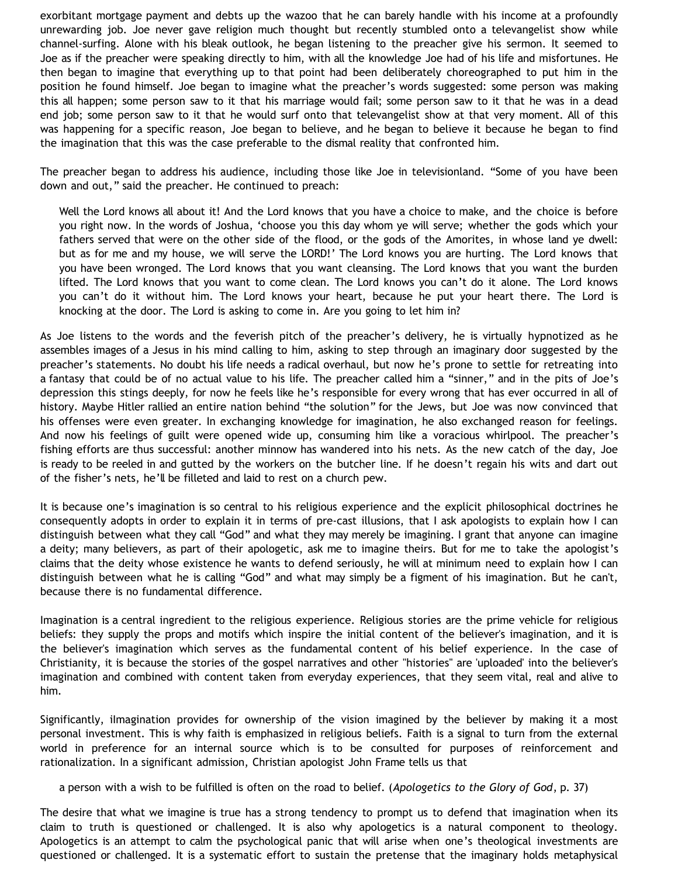exorbitant mortgage payment and debts up the wazoo that he can barely handle with his income at a profoundly unrewarding job. Joe never gave religion much thought but recently stumbled onto a televangelist show while channel-surfing. Alone with his bleak outlook, he began listening to the preacher give his sermon. It seemed to Joe as if the preacher were speaking directly to him, with all the knowledge Joe had of his life and misfortunes. He then began to imagine that everything up to that point had been deliberately choreographed to put him in the position he found himself. Joe began to imagine what the preacher's words suggested: some person was making this all happen; some person saw to it that his marriage would fail; some person saw to it that he was in a dead end job; some person saw to it that he would surf onto that televangelist show at that very moment. All of this was happening for a specific reason, Joe began to believe, and he began to believe it because he began to find the imagination that this was the case preferable to the dismal reality that confronted him.

The preacher began to address his audience, including those like Joe in televisionland. "Some of you have been down and out," said the preacher. He continued to preach:

> Well the Lord knows all about it! And the Lord knows that you have a choice to make, and the choice is before you right now. In the words of Joshua, 'choose you this day whom ye will serve; whether the gods which your fathers served that were on the other side of the flood, or the gods of the Amorites, in whose land ye dwell: but as for me and my house, we will serve the LORD!' The Lord knows you are hurting. The Lord knows that you have been wronged. The Lord knows that you want cleansing. The Lord knows that you want the burden lifted. The Lord knows that you want to come clean. The Lord knows you can't do it alone. The Lord knows you can't do it without him. The Lord knows your heart, because he put your heart there. The Lord is knocking at the door. The Lord is asking to come in. Are you going to let him in?

As Joe listens to the words and the feverish pitch of the preacher's delivery, he is virtually hypnotized as he assembles images of a Jesus in his mind calling to him, asking to step through an imaginary door suggested by the preacher's statements. No doubt his life needs a radical overhaul, but now he's prone to settle for retreating into a fantasy that could be of no actual value to his life. The preacher called him a "sinner," and in the pits of Joe's depression this stings deeply, for now he feels like he's responsible for every wrong that has ever occurred in all of history. Maybe Hitler rallied an entire nation behind "the solution" for the Jews, but Joe was now convinced that his offenses were even greater. In exchanging knowledge for imagination, he also exchanged reason for feelings. And now his feelings of guilt were opened wide up, consuming him like a voracious whirlpool. The preacher's fishing efforts are thus successful: another minnow has wandered into his nets. As the new catch of the day, Joe is ready to be reeled in and gutted by the workers on the butcher line. If he doesn't regain his wits and dart out of the fisher's nets, he'll be filleted and laid to rest on a church pew.

It is because one's imagination is so central to his religious experience and the explicit philosophical doctrines he consequently adopts in order to explain it in terms of pre-cast illusions, that I ask apologists to explain how I can distinguish between what they call "God" and what they may merely be imagining. I grant that anyone can imagine a deity; many believers, as part of their apologetic, ask me to imagine theirs. But for me to take the apologist's claims that the deity whose existence he wants to defend seriously, he will at minimum need to explain how I can distinguish between what he is calling "God" and what may simply be a figment of his imagination. But he can't, because there is no fundamental difference.

Imagination is a central ingredient to the religious experience. Religious stories are the prime vehicle for religious beliefs: they supply the props and motifs which inspire the initial content of the believer's imagination, and it is the believer's imagination which serves as the fundamental content of his belief experience. In the case of Christianity, it is because the stories of the gospel narratives and other "histories" are 'uploaded' into the believer's imagination and combined with content taken from everyday experiences, that they seem vital, real and alive to him.

Significantly, iImagination provides for ownership of the vision imagined by the believer by making it a most personal investment. This is why faith is emphasized in religious beliefs. Faith is a signal to turn from the external world in preference for an internal source which is to be consulted for purposes of reinforcement and rationalization. In a significant admission, Christian apologist John Frame tells us that

> a person with a wish to be fulfilled is often on the road to belief. (*Apologetics to the Glory of God*, p. 37)

The desire that what we imagine is true has a strong tendency to prompt us to defend that imagination when its claim to truth is questioned or challenged. It is also why apologetics is a natural component to theology. Apologetics is an attempt to calm the psychological panic that will arise when one's theological investments are questioned or challenged. It is a systematic effort to sustain the pretense that the imaginary holds metaphysical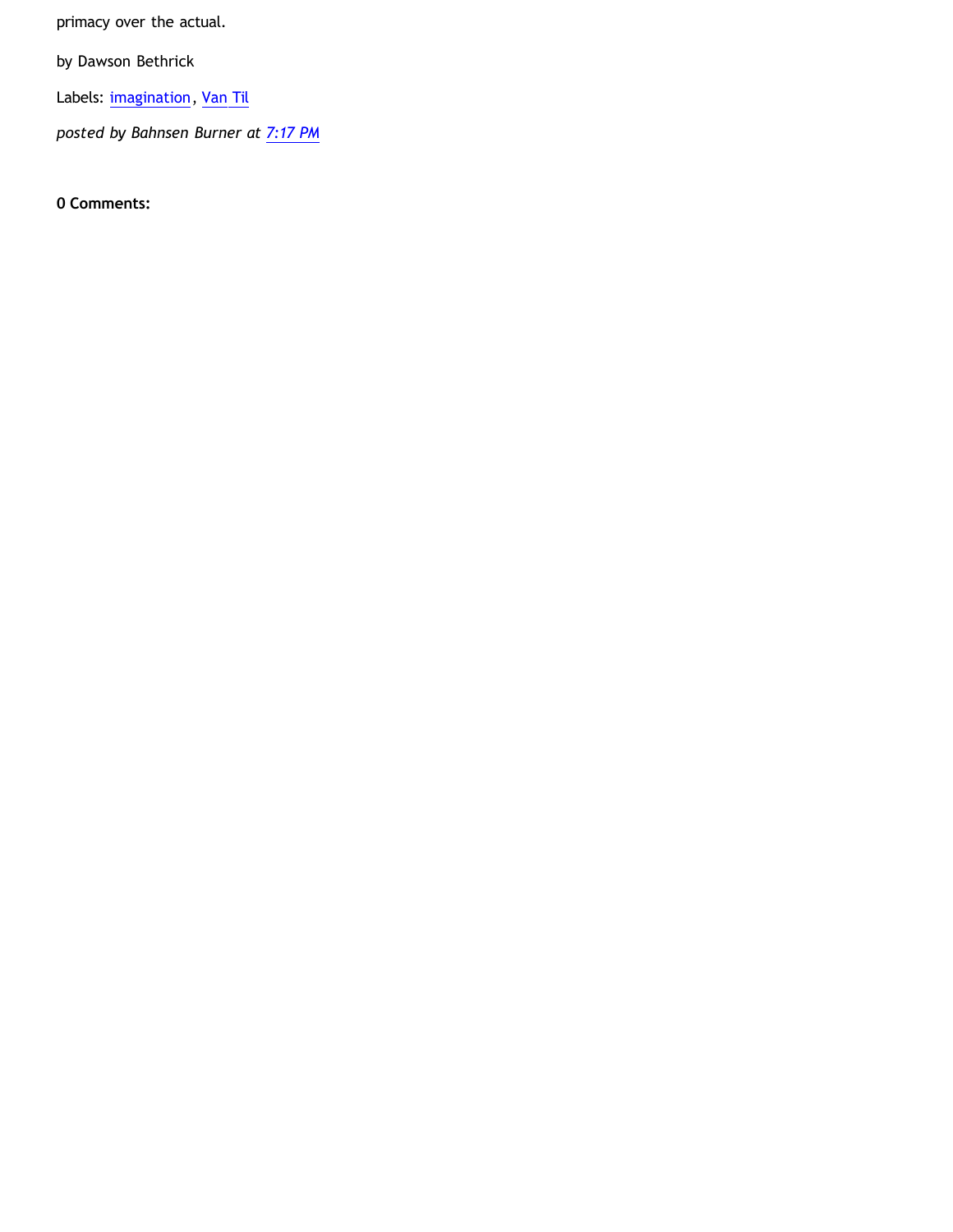primacy over the actual.

by Dawson Bethrick

Labels: imagination, Van Til

*posted by Bahnsen Burner at 7:17 PM*

**0 Comments:**